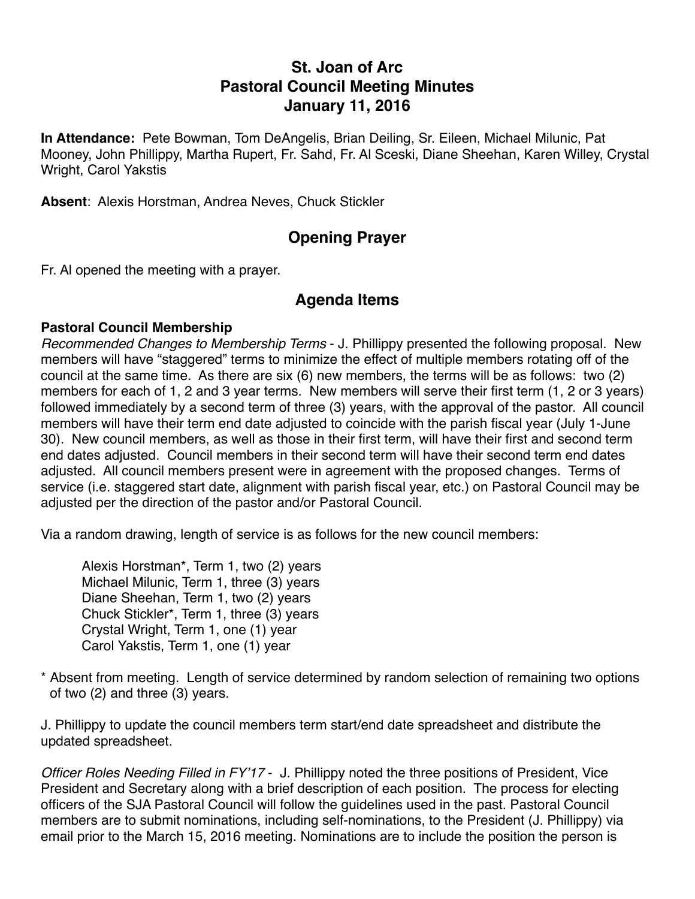# St. Joan of Arc
# Pastoral Council Meeting Minutes
# January 11, 2016

**In Attendance:** Pete Bowman, Tom DeAngelis, Brian Deiling, Sr. Eileen, Michael Milunic, Pat Mooney, John Phillippy, Martha Rupert, Fr. Sahd, Fr. Al Sceski, Diane Sheehan, Karen Willey, Crystal Wright, Carol Yakstis

**Absent**: Alexis Horstman, Andrea Neves, Chuck Stickler

## Opening Prayer

Fr. Al opened the meeting with a prayer.

## Agenda Items

### Pastoral Council Membership

*Recommended Changes to Membership Terms* - J. Phillippy presented the following proposal. New members will have "staggered" terms to minimize the effect of multiple members rotating off of the council at the same time. As there are six (6) new members, the terms will be as follows: two (2) members for each of 1, 2 and 3 year terms. New members will serve their first term (1, 2 or 3 years) followed immediately by a second term of three (3) years, with the approval of the pastor. All council members will have their term end date adjusted to coincide with the parish fiscal year (July 1-June 30). New council members, as well as those in their first term, will have their first and second term end dates adjusted. Council members in their second term will have their second term end dates adjusted. All council members present were in agreement with the proposed changes. Terms of service (i.e. staggered start date, alignment with parish fiscal year, etc.) on Pastoral Council may be adjusted per the direction of the pastor and/or Pastoral Council.

Via a random drawing, length of service is as follows for the new council members:

Alexis Horstman*, Term 1, two (2) years
Michael Milunic, Term 1, three (3) years
Diane Sheehan, Term 1, two (2) years
Chuck Stickler*, Term 1, three (3) years
Crystal Wright, Term 1, one (1) year
Carol Yakstis, Term 1, one (1) year

\* Absent from meeting. Length of service determined by random selection of remaining two options of two (2) and three (3) years.

J. Phillippy to update the council members term start/end date spreadsheet and distribute the updated spreadsheet.

*Officer Roles Needing Filled in FY'17* - J. Phillippy noted the three positions of President, Vice President and Secretary along with a brief description of each position. The process for electing officers of the SJA Pastoral Council will follow the guidelines used in the past. Pastoral Council members are to submit nominations, including self-nominations, to the President (J. Phillippy) via email prior to the March 15, 2016 meeting. Nominations are to include the position the person is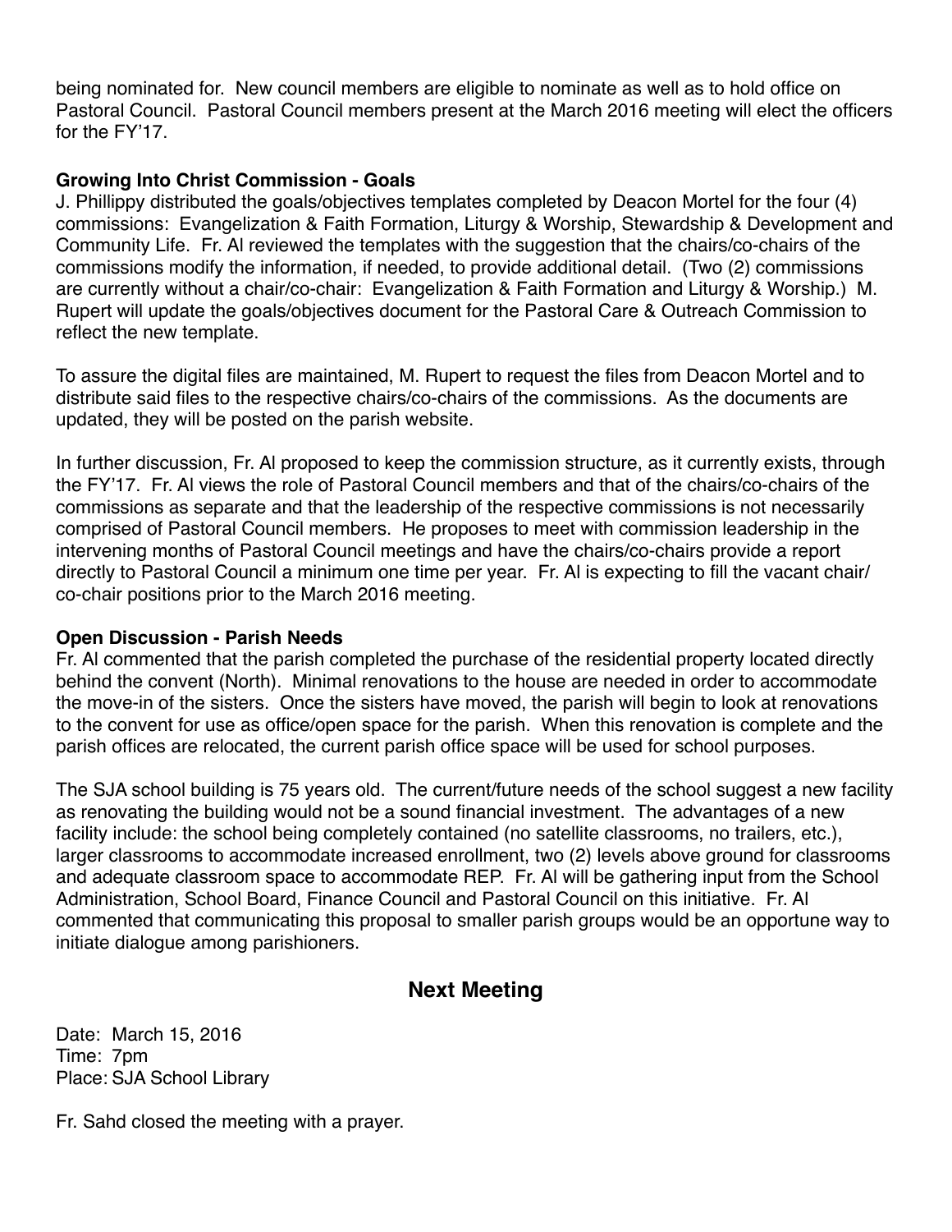being nominated for. New council members are eligible to nominate as well as to hold office on Pastoral Council. Pastoral Council members present at the March 2016 meeting will elect the officers for the FY'17.

**Growing Into Christ Commission - Goals**

J. Phillippy distributed the goals/objectives templates completed by Deacon Mortel for the four (4) commissions: Evangelization & Faith Formation, Liturgy & Worship, Stewardship & Development and Community Life. Fr. Al reviewed the templates with the suggestion that the chairs/co-chairs of the commissions modify the information, if needed, to provide additional detail. (Two (2) commissions are currently without a chair/co-chair: Evangelization & Faith Formation and Liturgy & Worship.) M. Rupert will update the goals/objectives document for the Pastoral Care & Outreach Commission to reflect the new template.

To assure the digital files are maintained, M. Rupert to request the files from Deacon Mortel and to distribute said files to the respective chairs/co-chairs of the commissions. As the documents are updated, they will be posted on the parish website.

In further discussion, Fr. Al proposed to keep the commission structure, as it currently exists, through the FY'17. Fr. Al views the role of Pastoral Council members and that of the chairs/co-chairs of the commissions as separate and that the leadership of the respective commissions is not necessarily comprised of Pastoral Council members. He proposes to meet with commission leadership in the intervening months of Pastoral Council meetings and have the chairs/co-chairs provide a report directly to Pastoral Council a minimum one time per year. Fr. Al is expecting to fill the vacant chair/co-chair positions prior to the March 2016 meeting.

**Open Discussion - Parish Needs**

Fr. Al commented that the parish completed the purchase of the residential property located directly behind the convent (North). Minimal renovations to the house are needed in order to accommodate the move-in of the sisters. Once the sisters have moved, the parish will begin to look at renovations to the convent for use as office/open space for the parish. When this renovation is complete and the parish offices are relocated, the current parish office space will be used for school purposes.

The SJA school building is 75 years old. The current/future needs of the school suggest a new facility as renovating the building would not be a sound financial investment. The advantages of a new facility include: the school being completely contained (no satellite classrooms, no trailers, etc.), larger classrooms to accommodate increased enrollment, two (2) levels above ground for classrooms and adequate classroom space to accommodate REP. Fr. Al will be gathering input from the School Administration, School Board, Finance Council and Pastoral Council on this initiative. Fr. Al commented that communicating this proposal to smaller parish groups would be an opportune way to initiate dialogue among parishioners.

## Next Meeting

Date: March 15, 2016
Time: 7pm
Place: SJA School Library

Fr. Sahd closed the meeting with a prayer.